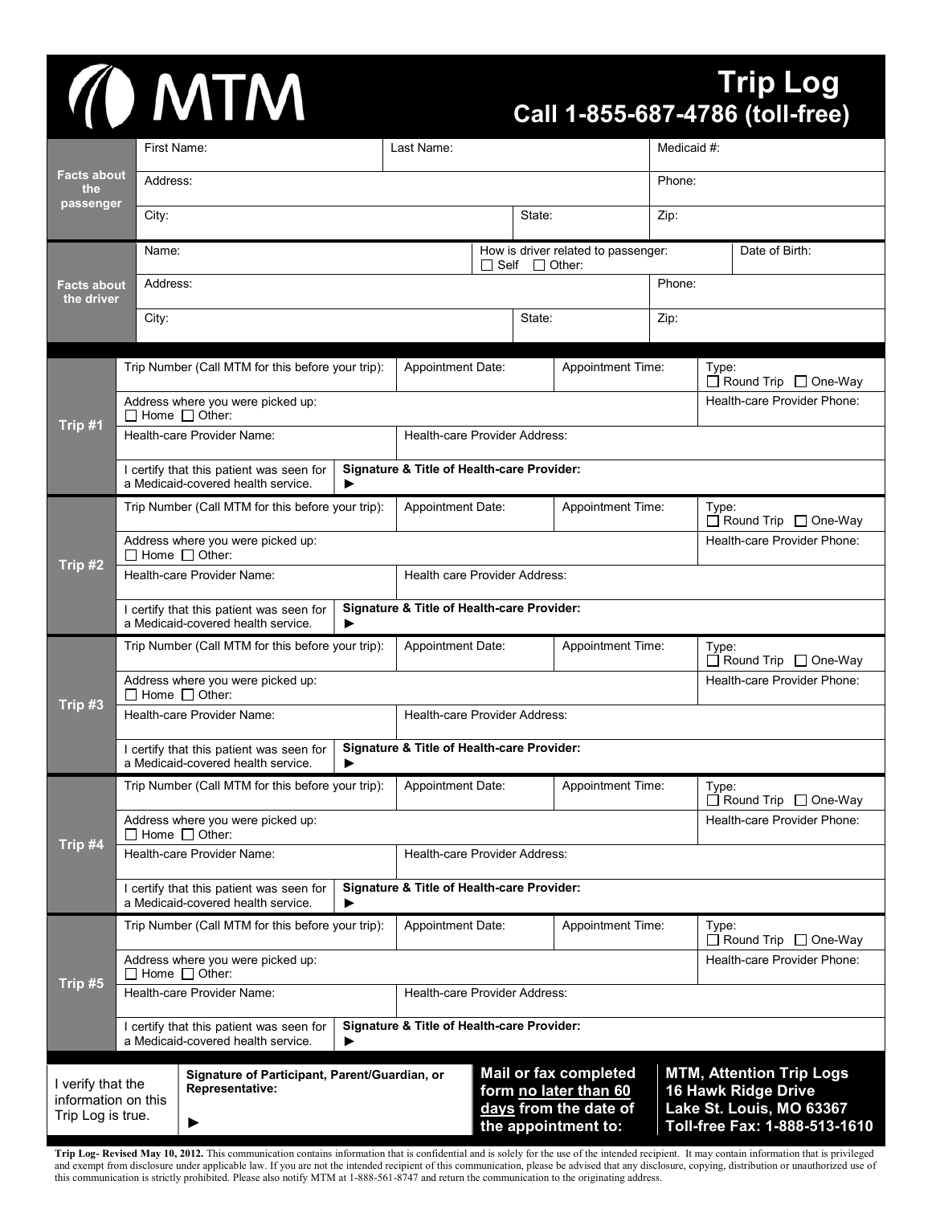# MTM

## Trip Log
**Call 1-855-687-4786 (toll-free)**

| Facts about the passenger | | | | |
|---|---|---|---|---|
| First Name: | Last Name: | | Medicaid #: | |
| Address: | | | Phone: | |
| City: | | State: | Zip: | |

| Facts about the driver | | | |
|---|---|---|---|
| Name: | How is driver related to passenger: ☐ Self ☐ Other: | | Date of Birth: |
| Address: | | Phone: | |
| City: | State: | Zip: | |

| Trip #1 | | | |
|---|---|---|---|
| Trip Number (Call MTM for this before your trip): | Appointment Date: | Appointment Time: | Type: ☐ Round Trip ☐ One-Way |
| Address where you were picked up: ☐ Home ☐ Other: | | | Health-care Provider Phone: |
| Health-care Provider Name: | Health-care Provider Address: | | |
| I certify that this patient was seen for a Medicaid-covered health service. | **Signature & Title of Health-care Provider:** ► | | |

| Trip #2 | | | |
|---|---|---|---|
| Trip Number (Call MTM for this before your trip): | Appointment Date: | Appointment Time: | Type: ☐ Round Trip ☐ One-Way |
| Address where you were picked up: ☐ Home ☐ Other: | | | Health-care Provider Phone: |
| Health-care Provider Name: | Health care Provider Address: | | |
| I certify that this patient was seen for a Medicaid-covered health service. | **Signature & Title of Health-care Provider:** ► | | |

| Trip #3 | | | |
|---|---|---|---|
| Trip Number (Call MTM for this before your trip): | Appointment Date: | Appointment Time: | Type: ☐ Round Trip ☐ One-Way |
| Address where you were picked up: ☐ Home ☐ Other: | | | Health-care Provider Phone: |
| Health-care Provider Name: | Health-care Provider Address: | | |
| I certify that this patient was seen for a Medicaid-covered health service. | **Signature & Title of Health-care Provider:** ► | | |

| Trip #4 | | | |
|---|---|---|---|
| Trip Number (Call MTM for this before your trip): | Appointment Date: | Appointment Time: | Type: ☐ Round Trip ☐ One-Way |
| Address where you were picked up: ☐ Home ☐ Other: | | | Health-care Provider Phone: |
| Health-care Provider Name: | Health-care Provider Address: | | |
| I certify that this patient was seen for a Medicaid-covered health service. | **Signature & Title of Health-care Provider:** ► | | |

| Trip #5 | | | |
|---|---|---|---|
| Trip Number (Call MTM for this before your trip): | Appointment Date: | Appointment Time: | Type: ☐ Round Trip ☐ One-Way |
| Address where you were picked up: ☐ Home ☐ Other: | | | Health-care Provider Phone: |
| Health-care Provider Name: | Health-care Provider Address: | | |
| I certify that this patient was seen for a Medicaid-covered health service. | **Signature & Title of Health-care Provider:** ► | | |

| | | | |
|---|---|---|---|
| I verify that the information on this Trip Log is true. | **Signature of Participant, Parent/Guardian, or Representative:** ► | **Mail or fax completed form no later than 60 days from the date of the appointment to:** | **MTM, Attention Trip Logs 16 Hawk Ridge Drive Lake St. Louis, MO 63367 Toll-free Fax: 1-888-513-1610** |

**Trip Log- Revised May 10, 2012.** This communication contains information that is confidential and is solely for the use of the intended recipient. It may contain information that is privileged and exempt from disclosure under applicable law. If you are not the intended recipient of this communication, please be advised that any disclosure, copying, distribution or unauthorized use of this communication is strictly prohibited. Please also notify MTM at 1-888-561-8747 and return the communication to the originating address.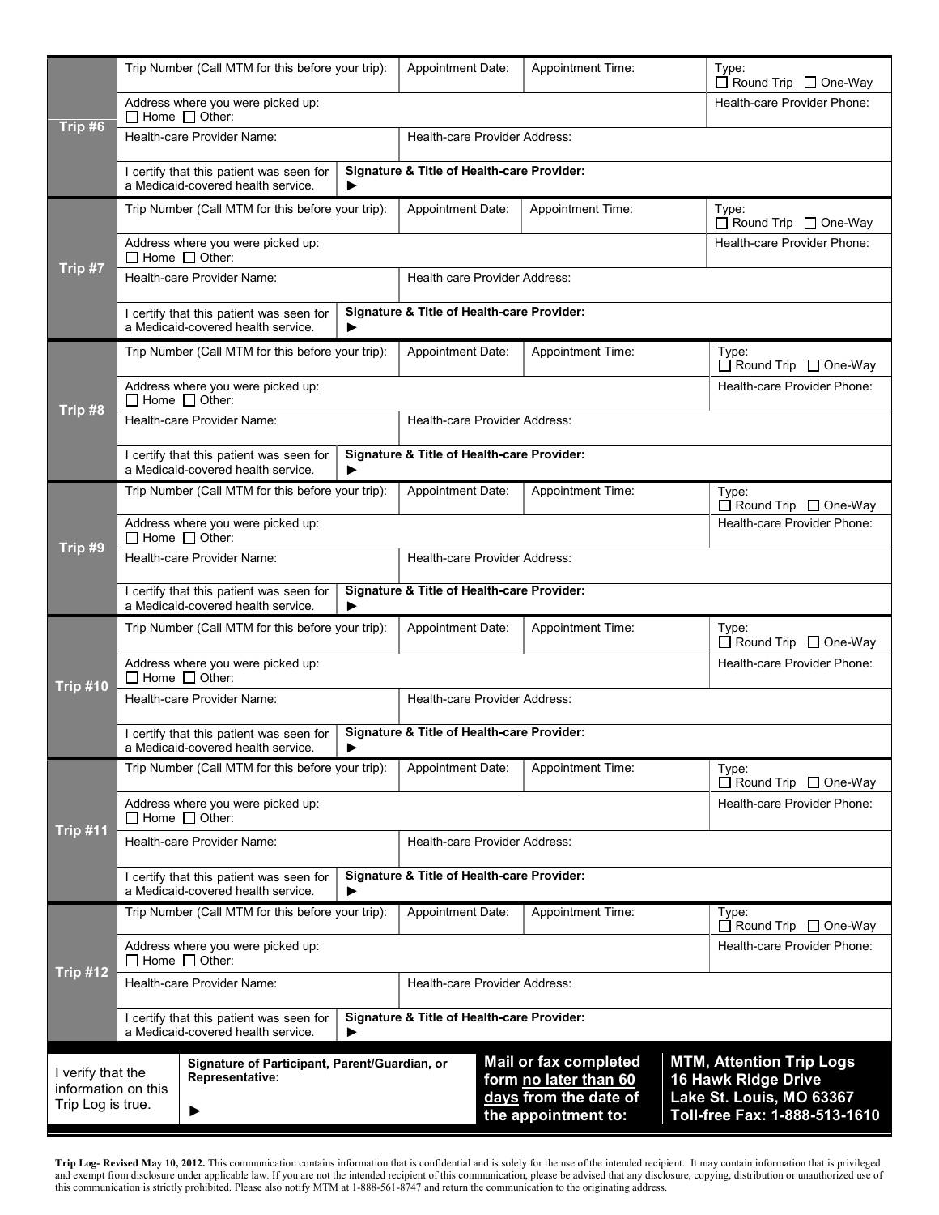| Trip #6 | | | | |
|---|---|---|---|---|
| Trip Number (Call MTM for this before your trip): | Appointment Date: | Appointment Time: | Type: ☐ Round Trip ☐ One-Way | |
| Address where you were picked up: ☐ Home ☐ Other: | | | Health-care Provider Phone: | |
| Health-care Provider Name: | Health-care Provider Address: | | | |
| I certify that this patient was seen for a Medicaid-covered health service. | **Signature & Title of Health-care Provider:** ▶ | | | |

| Trip #7 | | | | |
|---|---|---|---|---|
| Trip Number (Call MTM for this before your trip): | Appointment Date: | Appointment Time: | Type: ☐ Round Trip ☐ One-Way | |
| Address where you were picked up: ☐ Home ☐ Other: | | | Health-care Provider Phone: | |
| Health-care Provider Name: | Health care Provider Address: | | | |
| I certify that this patient was seen for a Medicaid-covered health service. | **Signature & Title of Health-care Provider:** ▶ | | | |

| Trip #8 | | | | |
|---|---|---|---|---|
| Trip Number (Call MTM for this before your trip): | Appointment Date: | Appointment Time: | Type: ☐ Round Trip ☐ One-Way | |
| Address where you were picked up: ☐ Home ☐ Other: | | | Health-care Provider Phone: | |
| Health-care Provider Name: | Health-care Provider Address: | | | |
| I certify that this patient was seen for a Medicaid-covered health service. | **Signature & Title of Health-care Provider:** ▶ | | | |

| Trip #9 | | | | |
|---|---|---|---|---|
| Trip Number (Call MTM for this before your trip): | Appointment Date: | Appointment Time: | Type: ☐ Round Trip ☐ One-Way | |
| Address where you were picked up: ☐ Home ☐ Other: | | | Health-care Provider Phone: | |
| Health-care Provider Name: | Health-care Provider Address: | | | |
| I certify that this patient was seen for a Medicaid-covered health service. | **Signature & Title of Health-care Provider:** ▶ | | | |

| Trip #10 | | | | |
|---|---|---|---|---|
| Trip Number (Call MTM for this before your trip): | Appointment Date: | Appointment Time: | Type: ☐ Round Trip ☐ One-Way | |
| Address where you were picked up: ☐ Home ☐ Other: | | | Health-care Provider Phone: | |
| Health-care Provider Name: | Health-care Provider Address: | | | |
| I certify that this patient was seen for a Medicaid-covered health service. | **Signature & Title of Health-care Provider:** ▶ | | | |

| Trip #11 | | | | |
|---|---|---|---|---|
| Trip Number (Call MTM for this before your trip): | Appointment Date: | Appointment Time: | Type: ☐ Round Trip ☐ One-Way | |
| Address where you were picked up: ☐ Home ☐ Other: | | | Health-care Provider Phone: | |
| Health-care Provider Name: | Health-care Provider Address: | | | |
| I certify that this patient was seen for a Medicaid-covered health service. | **Signature & Title of Health-care Provider:** ▶ | | | |

| Trip #12 | | | | |
|---|---|---|---|---|
| Trip Number (Call MTM for this before your trip): | Appointment Date: | Appointment Time: | Type: ☐ Round Trip ☐ One-Way | |
| Address where you were picked up: ☐ Home ☐ Other: | | | Health-care Provider Phone: | |
| Health-care Provider Name: | Health-care Provider Address: | | | |
| I certify that this patient was seen for a Medicaid-covered health service. | **Signature & Title of Health-care Provider:** ▶ | | | |

| | | | |
|---|---|---|---|
| I verify that the information on this Trip Log is true. | **Signature of Participant, Parent/Guardian, or Representative:** ▶ | **Mail or fax completed form no later than 60 days from the date of the appointment to:** | **MTM, Attention Trip Logs**<br>**16 Hawk Ridge Drive**<br>**Lake St. Louis, MO 63367**<br>**Toll-free Fax: 1-888-513-1610** |

**Trip Log- Revised May 10, 2012.** This communication contains information that is confidential and is solely for the use of the intended recipient. It may contain information that is privileged and exempt from disclosure under applicable law. If you are not the intended recipient of this communication, please be advised that any disclosure, copying, distribution or unauthorized use of this communication is strictly prohibited. Please also notify MTM at 1-888-561-8747 and return the communication to the originating address.